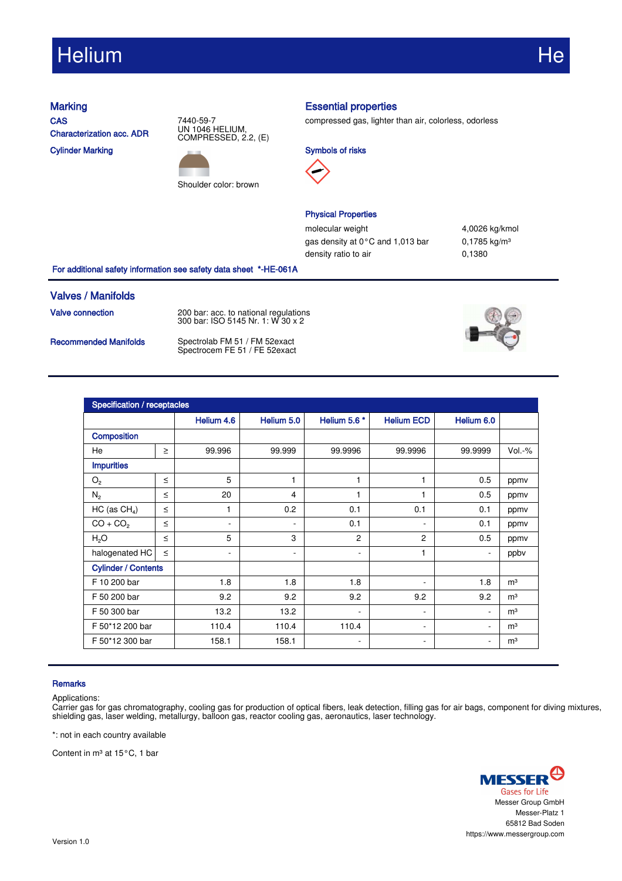# Helium He

## Marking

**CAS** 7440-59-7

**Characterization acc. ADR** UN 1046 HELIUM, COMPRESSED, 2.2, (E)

**Cylinder Marking**

Shoulder color: brown

## Essential properties

compressed gas, lighter than air, colorless, odorless

### Symbols of risks

### Physical Properties

| | |
|---|---|
| molecular weight | 4,0026 kg/kmol |
| gas density at 0 °C and 1,013 bar | 0,1785 kg/m³ |
| density ratio to air | 0,1380 |

For additional safety information see safety data sheet *-HE-061A

## Valves / Manifolds

**Valve connection**
200 bar: acc. to national regulations
300 bar: ISO 5145 Nr. 1: W 30 x 2

**Recommended Manifolds**
Spectrolab FM 51 / FM 52exact
Spectrocem FE 51 / FE 52exact

| Specification / receptacles | | | | | | | |
|---|---|---|---|---|---|---|---|
| | | Helium 4.6 | Helium 5.0 | Helium 5.6 * | Helium ECD | Helium 6.0 | |
| **Composition** | | | | | | | |
| He | ≥ | 99.996 | 99.999 | 99.9996 | 99.9996 | 99.9999 | Vol.-% |
| **Impurities** | | | | | | | |
| $O_2$ | ≤ | 5 | 1 | 1 | 1 | 0.5 | ppmv |
| $N_2$ | ≤ | 20 | 4 | 1 | 1 | 0.5 | ppmv |
| HC (as $CH_4$) | ≤ | 1 | 0.2 | 0.1 | 0.1 | 0.1 | ppmv |
| CO + $CO_2$ | ≤ | - | - | 0.1 | - | 0.1 | ppmv |
| $H_2O$ | ≤ | 5 | 3 | 2 | 2 | 0.5 | ppmv |
| halogenated HC | ≤ | - | - | - | 1 | - | ppbv |
| **Cylinder / Contents** | | | | | | | |
| F 10 200 bar | | 1.8 | 1.8 | 1.8 | - | 1.8 | m³ |
| F 50 200 bar | | 9.2 | 9.2 | 9.2 | 9.2 | 9.2 | m³ |
| F 50 300 bar | | 13.2 | 13.2 | - | - | - | m³ |
| F 50*12 200 bar | | 110.4 | 110.4 | 110.4 | - | - | m³ |
| F 50*12 300 bar | | 158.1 | 158.1 | - | - | - | m³ |

## Remarks

Applications:
Carrier gas for gas chromatography, cooling gas for production of optical fibers, leak detection, filling gas for air bags, component for diving mixtures, shielding gas, laser welding, metallurgy, balloon gas, reactor cooling gas, aeronautics, laser technology.

*: not in each country available

Content in m³ at 15 °C, 1 bar

MESSER
Gases for Life
Messer Group GmbH
Messer-Platz 1
65812 Bad Soden
https://www.messergroup.com

Version 1.0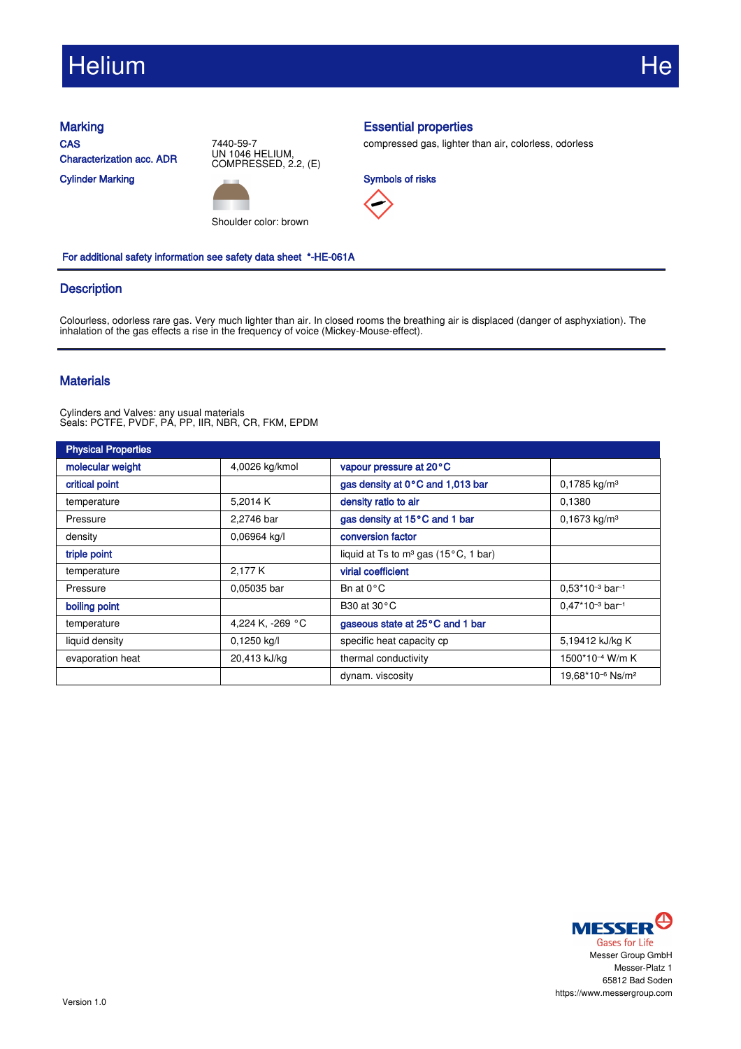# Helium He

## Marking

**CAS** 7440-59-7

**Characterization acc. ADR** UN 1046 HELIUM, COMPRESSED, 2.2, (E)

**Cylinder Marking**

Shoulder color: brown

## Essential properties

compressed gas, lighter than air, colorless, odorless

**Symbols of risks**

**For additional safety information see safety data sheet \*-HE-061A**

## Description

Colourless, odorless rare gas. Very much lighter than air. In closed rooms the breathing air is displaced (danger of asphyxiation). The inhalation of the gas effects a rise in the frequency of voice (Mickey-Mouse-effect).

## Materials

Cylinders and Valves: any usual materials
Seals: PCTFE, PVDF, PA, PP, IIR, NBR, CR, FKM, EPDM

| Physical Properties | | | |
|---|---|---|---|
| **molecular weight** | 4,0026 kg/kmol | **vapour pressure at 20°C** | |
| **critical point** | | **gas density at 0°C and 1,013 bar** | 0,1785 kg/m³ |
| temperature | 5,2014 K | **density ratio to air** | 0,1380 |
| Pressure | 2,2746 bar | **gas density at 15°C and 1 bar** | 0,1673 kg/m³ |
| density | 0,06964 kg/l | **conversion factor** | |
| **triple point** | | liquid at Ts to m³ gas (15°C, 1 bar) | |
| temperature | 2,177 K | **virial coefficient** | |
| Pressure | 0,05035 bar | Bn at 0°C | $0{,}53 \cdot 10^{-3}$ bar$^{-1}$ |
| **boiling point** | | B30 at 30°C | $0{,}47 \cdot 10^{-3}$ bar$^{-1}$ |
| temperature | 4,224 K, -269 °C | **gaseous state at 25°C and 1 bar** | |
| liquid density | 0,1250 kg/l | specific heat capacity cp | 5,19412 kJ/kg K |
| evaporation heat | 20,413 kJ/kg | thermal conductivity | $1500 \cdot 10^{-4}$ W/m K |
| | | dynam. viscosity | $19{,}68 \cdot 10^{-6}$ Ns/m² |

MESSER Gases for Life
Messer Group GmbH
Messer-Platz 1
65812 Bad Soden
https://www.messergroup.com

Version 1.0